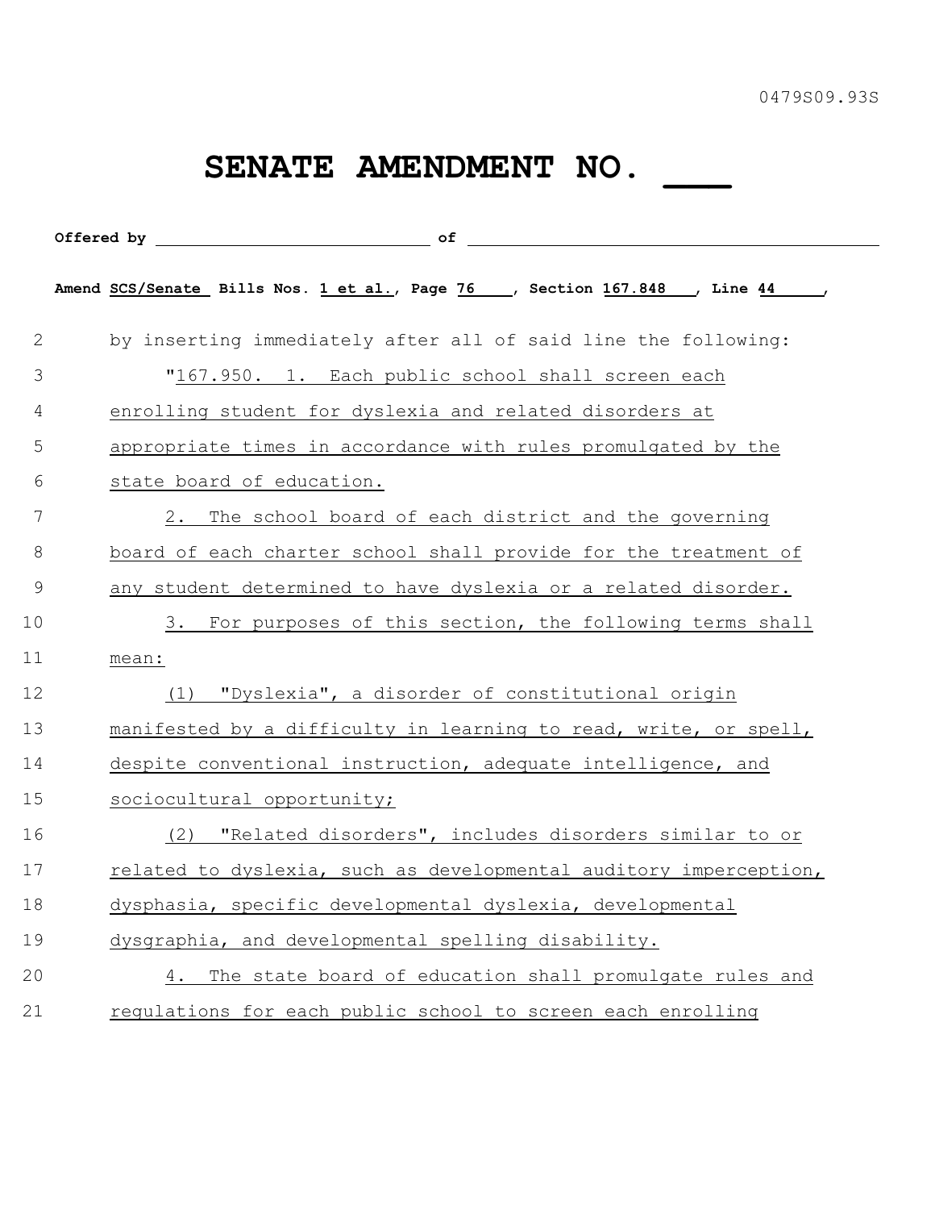0479S09.93S

# SENATE AMENDMENT NO. ___

**Offered by** ____________________________ **of** ____________________________________________

**Amend** SCS/Senate Bills Nos. 1 et al., Page 76, Section 167.848, Line 44,

by inserting immediately after all of said line the following:

"167.950. 1. Each public school shall screen each enrolling student for dyslexia and related disorders at appropriate times in accordance with rules promulgated by the state board of education.

2. The school board of each district and the governing board of each charter school shall provide for the treatment of any student determined to have dyslexia or a related disorder.

3. For purposes of this section, the following terms shall mean:

(1) "Dyslexia", a disorder of constitutional origin manifested by a difficulty in learning to read, write, or spell, despite conventional instruction, adequate intelligence, and sociocultural opportunity;

(2) "Related disorders", includes disorders similar to or related to dyslexia, such as developmental auditory imperception, dysphasia, specific developmental dyslexia, developmental dysgraphia, and developmental spelling disability.

4. The state board of education shall promulgate rules and regulations for each public school to screen each enrolling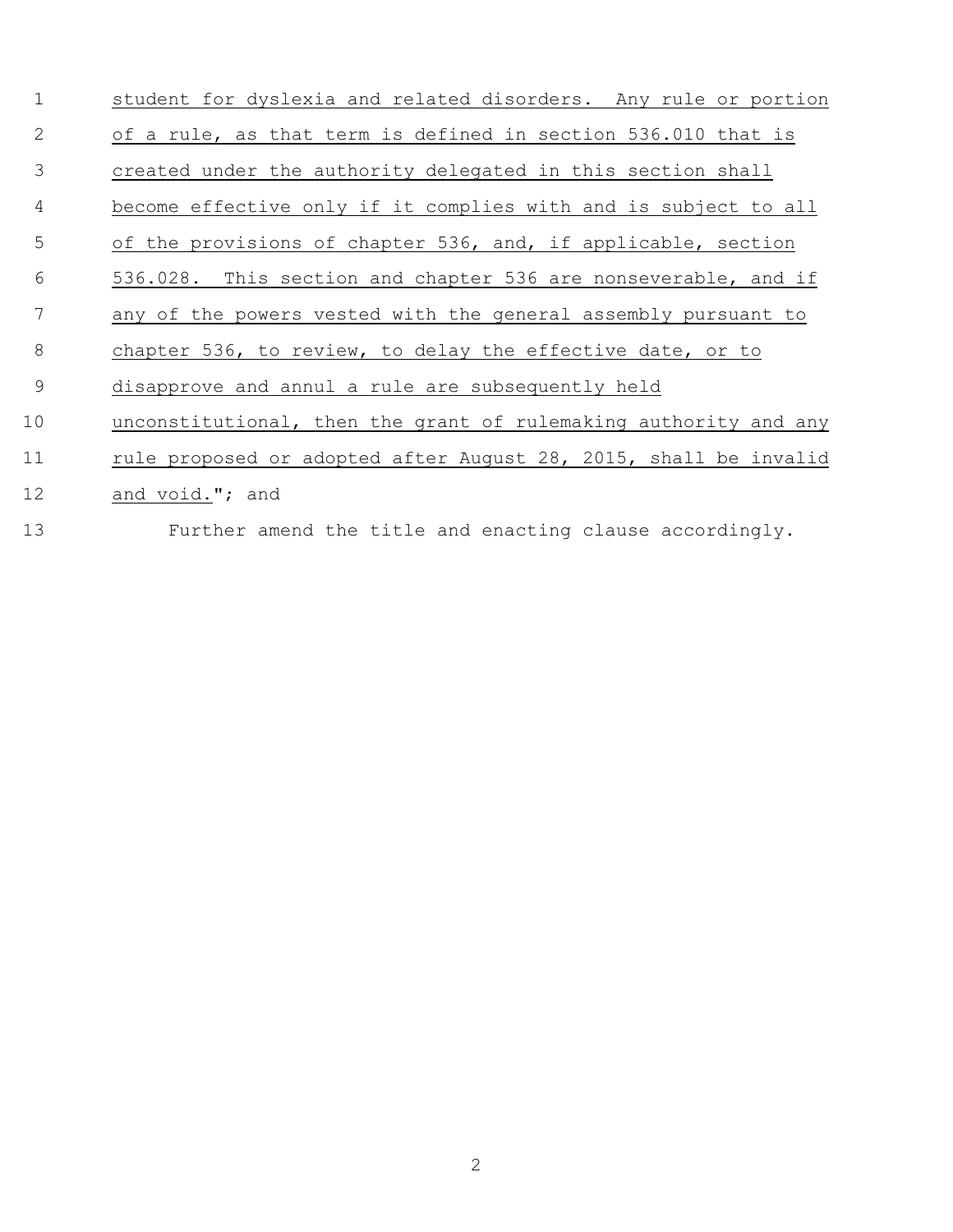student for dyslexia and related disorders. Any rule or portion of a rule, as that term is defined in section 536.010 that is created under the authority delegated in this section shall become effective only if it complies with and is subject to all of the provisions of chapter 536, and, if applicable, section 536.028. This section and chapter 536 are nonseverable, and if any of the powers vested with the general assembly pursuant to chapter 536, to review, to delay the effective date, or to disapprove and annul a rule are subsequently held unconstitutional, then the grant of rulemaking authority and any rule proposed or adopted after August 28, 2015, shall be invalid and void."; and

Further amend the title and enacting clause accordingly.